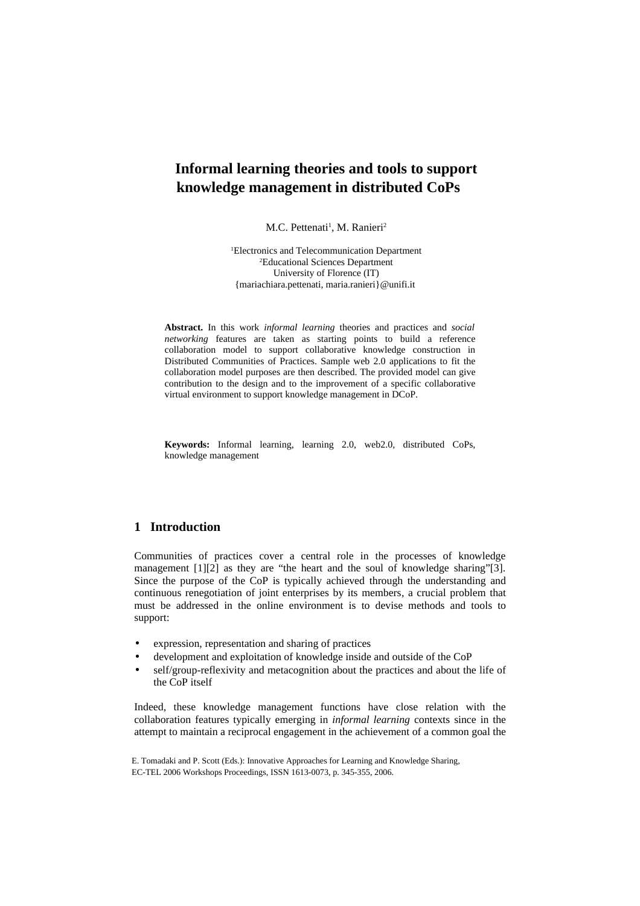# Informal learning theories and tools to support knowledge management in distributed CoPs

M.C. Pettenati[1], M. Ranieri[2]

[1]Electronics and Telecommunication Department
[2]Educational Sciences Department
University of Florence (IT)
{mariachiara.pettenati, maria.ranieri}@unifi.it

**Abstract.** In this work *informal learning* theories and practices and *social networking* features are taken as starting points to build a reference collaboration model to support collaborative knowledge construction in Distributed Communities of Practices. Sample web 2.0 applications to fit the collaboration model purposes are then described. The provided model can give contribution to the design and to the improvement of a specific collaborative virtual environment to support knowledge management in DCoP.

**Keywords:** Informal learning, learning 2.0, web2.0, distributed CoPs, knowledge management

## 1 Introduction

Communities of practices cover a central role in the processes of knowledge management [1][2] as they are "the heart and the soul of knowledge sharing"[3]. Since the purpose of the CoP is typically achieved through the understanding and continuous renegotiation of joint enterprises by its members, a crucial problem that must be addressed in the online environment is to devise methods and tools to support:

- expression, representation and sharing of practices
- development and exploitation of knowledge inside and outside of the CoP
- self/group-reflexivity and metacognition about the practices and about the life of the CoP itself

Indeed, these knowledge management functions have close relation with the collaboration features typically emerging in *informal learning* contexts since in the attempt to maintain a reciprocal engagement in the achievement of a common goal the

E. Tomadaki and P. Scott (Eds.): Innovative Approaches for Learning and Knowledge Sharing, EC-TEL 2006 Workshops Proceedings, ISSN 1613-0073, p. 345-355, 2006.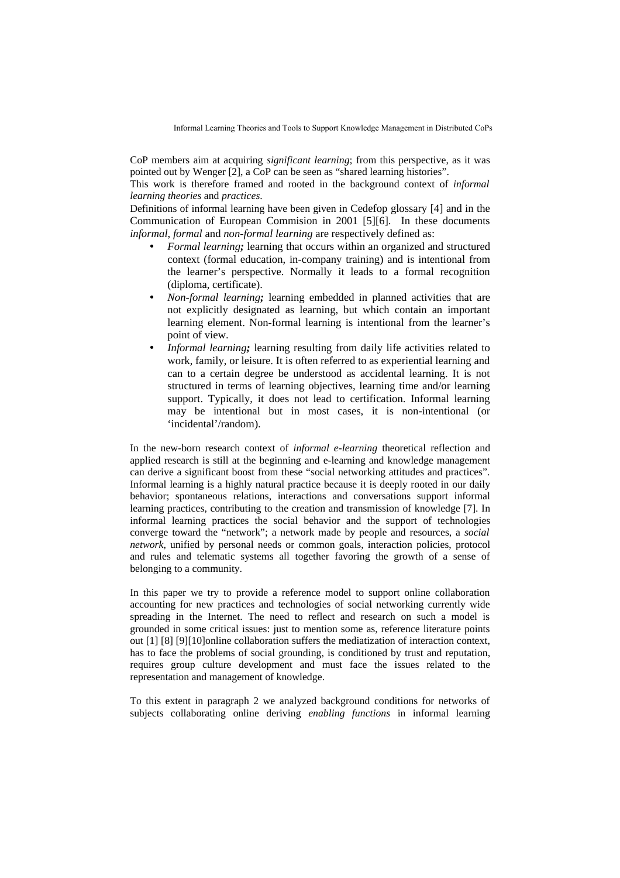CoP members aim at acquiring *significant learning*; from this perspective, as it was pointed out by Wenger [2], a CoP can be seen as "shared learning histories".
This work is therefore framed and rooted in the background context of *informal learning theories* and *practices.*
Definitions of informal learning have been given in Cedefop glossary [4] and in the Communication of European Commision in 2001 [5][6]. In these documents *informal, formal* and *non-formal learning* are respectively defined as:

- *Formal learning;* learning that occurs within an organized and structured context (formal education, in-company training) and is intentional from the learner's perspective. Normally it leads to a formal recognition (diploma, certificate).
- *Non-formal learning;* learning embedded in planned activities that are not explicitly designated as learning, but which contain an important learning element. Non-formal learning is intentional from the learner's point of view.
- *Informal learning;* learning resulting from daily life activities related to work, family, or leisure. It is often referred to as experiential learning and can to a certain degree be understood as accidental learning. It is not structured in terms of learning objectives, learning time and/or learning support. Typically, it does not lead to certification. Informal learning may be intentional but in most cases, it is non-intentional (or 'incidental'/random).

In the new-born research context of *informal e-learning* theoretical reflection and applied research is still at the beginning and e-learning and knowledge management can derive a significant boost from these "social networking attitudes and practices". Informal learning is a highly natural practice because it is deeply rooted in our daily behavior; spontaneous relations, interactions and conversations support informal learning practices, contributing to the creation and transmission of knowledge [7]. In informal learning practices the social behavior and the support of technologies converge toward the "network"; a network made by people and resources, a *social network*, unified by personal needs or common goals, interaction policies, protocol and rules and telematic systems all together favoring the growth of a sense of belonging to a community.

In this paper we try to provide a reference model to support online collaboration accounting for new practices and technologies of social networking currently wide spreading in the Internet. The need to reflect and research on such a model is grounded in some critical issues: just to mention some as, reference literature points out [1] [8] [9][10]online collaboration suffers the mediatization of interaction context, has to face the problems of social grounding, is conditioned by trust and reputation, requires group culture development and must face the issues related to the representation and management of knowledge.

To this extent in paragraph 2 we analyzed background conditions for networks of subjects collaborating online deriving *enabling functions* in informal learning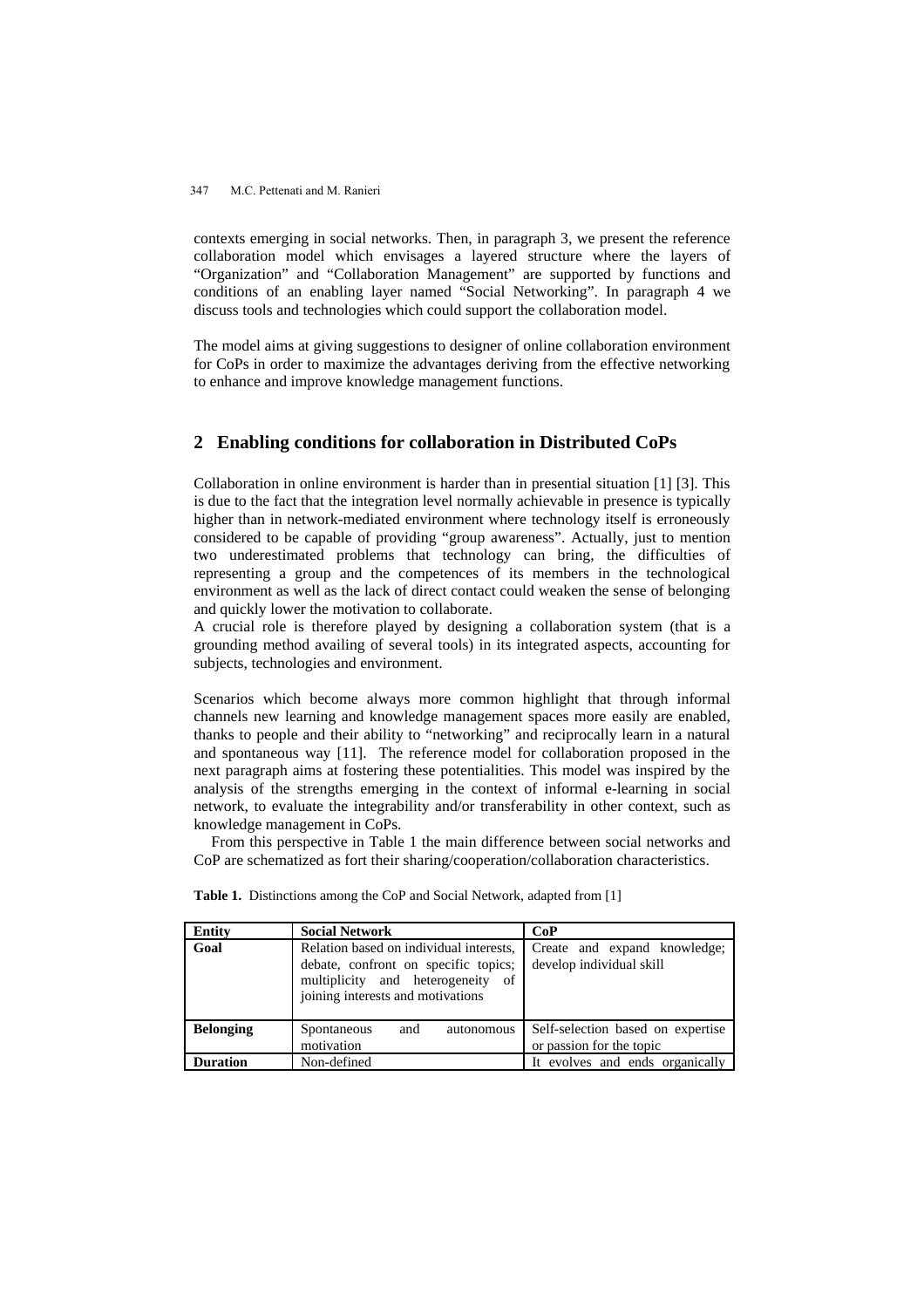contexts emerging in social networks. Then, in paragraph 3, we present the reference collaboration model which envisages a layered structure where the layers of "Organization" and "Collaboration Management" are supported by functions and conditions of an enabling layer named "Social Networking". In paragraph 4 we discuss tools and technologies which could support the collaboration model.

The model aims at giving suggestions to designer of online collaboration environment for CoPs in order to maximize the advantages deriving from the effective networking to enhance and improve knowledge management functions.

## 2 Enabling conditions for collaboration in Distributed CoPs

Collaboration in online environment is harder than in presential situation [1] [3]. This is due to the fact that the integration level normally achievable in presence is typically higher than in network-mediated environment where technology itself is erroneously considered to be capable of providing "group awareness". Actually, just to mention two underestimated problems that technology can bring, the difficulties of representing a group and the competences of its members in the technological environment as well as the lack of direct contact could weaken the sense of belonging and quickly lower the motivation to collaborate.

A crucial role is therefore played by designing a collaboration system (that is a grounding method availing of several tools) in its integrated aspects, accounting for subjects, technologies and environment.

Scenarios which become always more common highlight that through informal channels new learning and knowledge management spaces more easily are enabled, thanks to people and their ability to "networking" and reciprocally learn in a natural and spontaneous way [11]. The reference model for collaboration proposed in the next paragraph aims at fostering these potentialities. This model was inspired by the analysis of the strengths emerging in the context of informal e-learning in social network, to evaluate the integrability and/or transferability in other context, such as knowledge management in CoPs.

From this perspective in Table 1 the main difference between social networks and CoP are schematized as fort their sharing/cooperation/collaboration characteristics.

**Table 1.** Distinctions among the CoP and Social Network, adapted from [1]

| Entity | Social Network | CoP |
|---|---|---|
| **Goal** | Relation based on individual interests, debate, confront on specific topics; multiplicity and heterogeneity of joining interests and motivations | Create and expand knowledge; develop individual skill |
| **Belonging** | Spontaneous and autonomous motivation | Self-selection based on expertise or passion for the topic |
| **Duration** | Non-defined | It evolves and ends organically |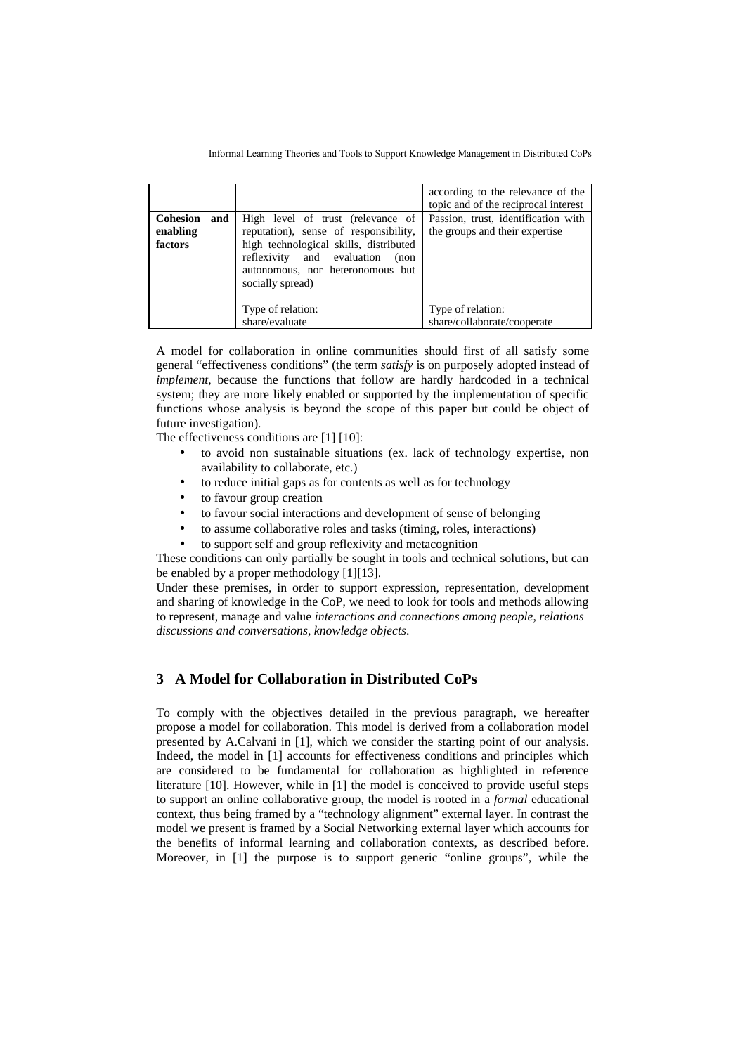| | | according to the relevance of the topic and of the reciprocal interest |
|---|---|---|
| **Cohesion and enabling factors** | High level of trust (relevance of reputation), sense of responsibility, high technological skills, distributed reflexivity and evaluation (non autonomous, nor heteronomous but socially spread)<br><br>Type of relation: share/evaluate | Passion, trust, identification with the groups and their expertise<br><br>Type of relation: share/collaborate/cooperate |

A model for collaboration in online communities should first of all satisfy some general "effectiveness conditions" (the term *satisfy* is on purposely adopted instead of *implement*, because the functions that follow are hardly hardcoded in a technical system; they are more likely enabled or supported by the implementation of specific functions whose analysis is beyond the scope of this paper but could be object of future investigation).

The effectiveness conditions are [1] [10]:

- to avoid non sustainable situations (ex. lack of technology expertise, non availability to collaborate, etc.)
- to reduce initial gaps as for contents as well as for technology
- to favour group creation
- to favour social interactions and development of sense of belonging
- to assume collaborative roles and tasks (timing, roles, interactions)
- to support self and group reflexivity and metacognition

These conditions can only partially be sought in tools and technical solutions, but can be enabled by a proper methodology [1][13].

Under these premises, in order to support expression, representation, development and sharing of knowledge in the CoP, we need to look for tools and methods allowing to represent, manage and value *interactions and connections among people*, *relations discussions and conversations*, *knowledge objects*.

## 3 A Model for Collaboration in Distributed CoPs

To comply with the objectives detailed in the previous paragraph, we hereafter propose a model for collaboration. This model is derived from a collaboration model presented by A.Calvani in [1], which we consider the starting point of our analysis. Indeed, the model in [1] accounts for effectiveness conditions and principles which are considered to be fundamental for collaboration as highlighted in reference literature [10]. However, while in [1] the model is conceived to provide useful steps to support an online collaborative group, the model is rooted in a *formal* educational context, thus being framed by a "technology alignment" external layer. In contrast the model we present is framed by a Social Networking external layer which accounts for the benefits of informal learning and collaboration contexts, as described before. Moreover, in [1] the purpose is to support generic "online groups", while the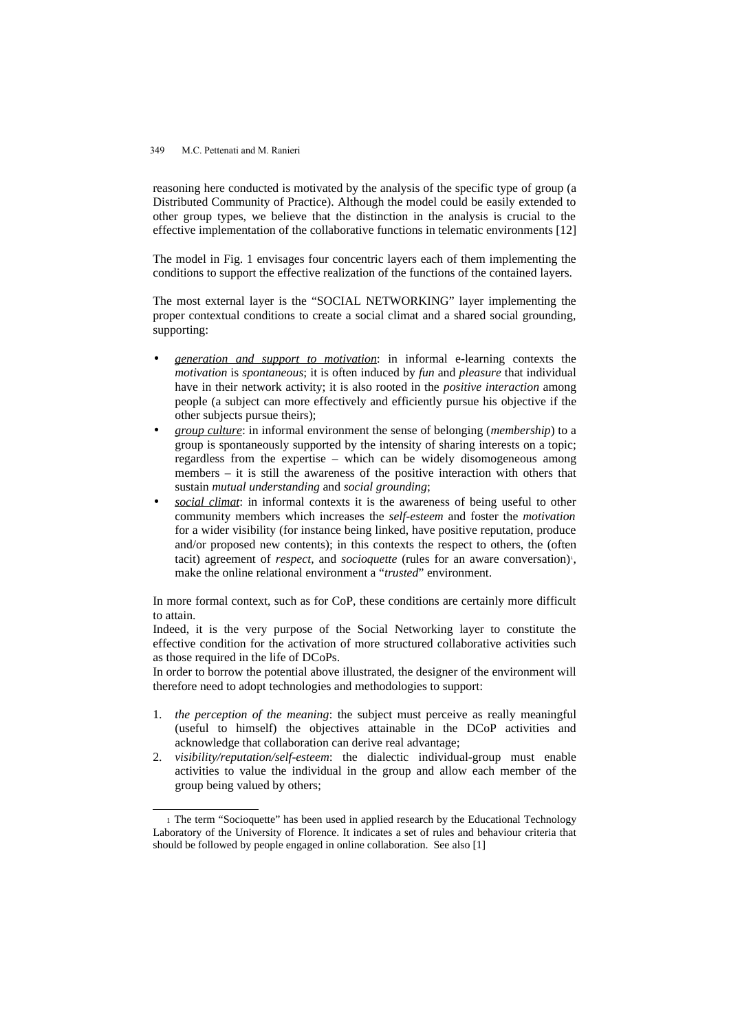reasoning here conducted is motivated by the analysis of the specific type of group (a Distributed Community of Practice). Although the model could be easily extended to other group types, we believe that the distinction in the analysis is crucial to the effective implementation of the collaborative functions in telematic environments [12]

The model in Fig. 1 envisages four concentric layers each of them implementing the conditions to support the effective realization of the functions of the contained layers.

The most external layer is the "SOCIAL NETWORKING" layer implementing the proper contextual conditions to create a social climat and a shared social grounding, supporting:

- *generation and support to motivation*: in informal e-learning contexts the *motivation* is *spontaneous*; it is often induced by *fun* and *pleasure* that individual have in their network activity; it is also rooted in the *positive interaction* among people (a subject can more effectively and efficiently pursue his objective if the other subjects pursue theirs);
- *group culture*: in informal environment the sense of belonging (*membership*) to a group is spontaneously supported by the intensity of sharing interests on a topic; regardless from the expertise – which can be widely disomogeneous among members – it is still the awareness of the positive interaction with others that sustain *mutual understanding* and *social grounding*;
- *social climat*: in informal contexts it is the awareness of being useful to other community members which increases the *self-esteem* and foster the *motivation* for a wider visibility (for instance being linked, have positive reputation, produce and/or proposed new contents); in this contexts the respect to others, the (often tacit) agreement of *respect*, and *socioquette* (rules for an aware conversation)[1], make the online relational environment a "*trusted*" environment.

In more formal context, such as for CoP, these conditions are certainly more difficult to attain.

Indeed, it is the very purpose of the Social Networking layer to constitute the effective condition for the activation of more structured collaborative activities such as those required in the life of DCoPs.

In order to borrow the potential above illustrated, the designer of the environment will therefore need to adopt technologies and methodologies to support:

1. *the perception of the meaning*: the subject must perceive as really meaningful (useful to himself) the objectives attainable in the DCoP activities and acknowledge that collaboration can derive real advantage;
2. *visibility/reputation/self-esteem*: the dialectic individual-group must enable activities to value the individual in the group and allow each member of the group being valued by others;

[1] The term "Socioquette" has been used in applied research by the Educational Technology Laboratory of the University of Florence. It indicates a set of rules and behaviour criteria that should be followed by people engaged in online collaboration. See also [1]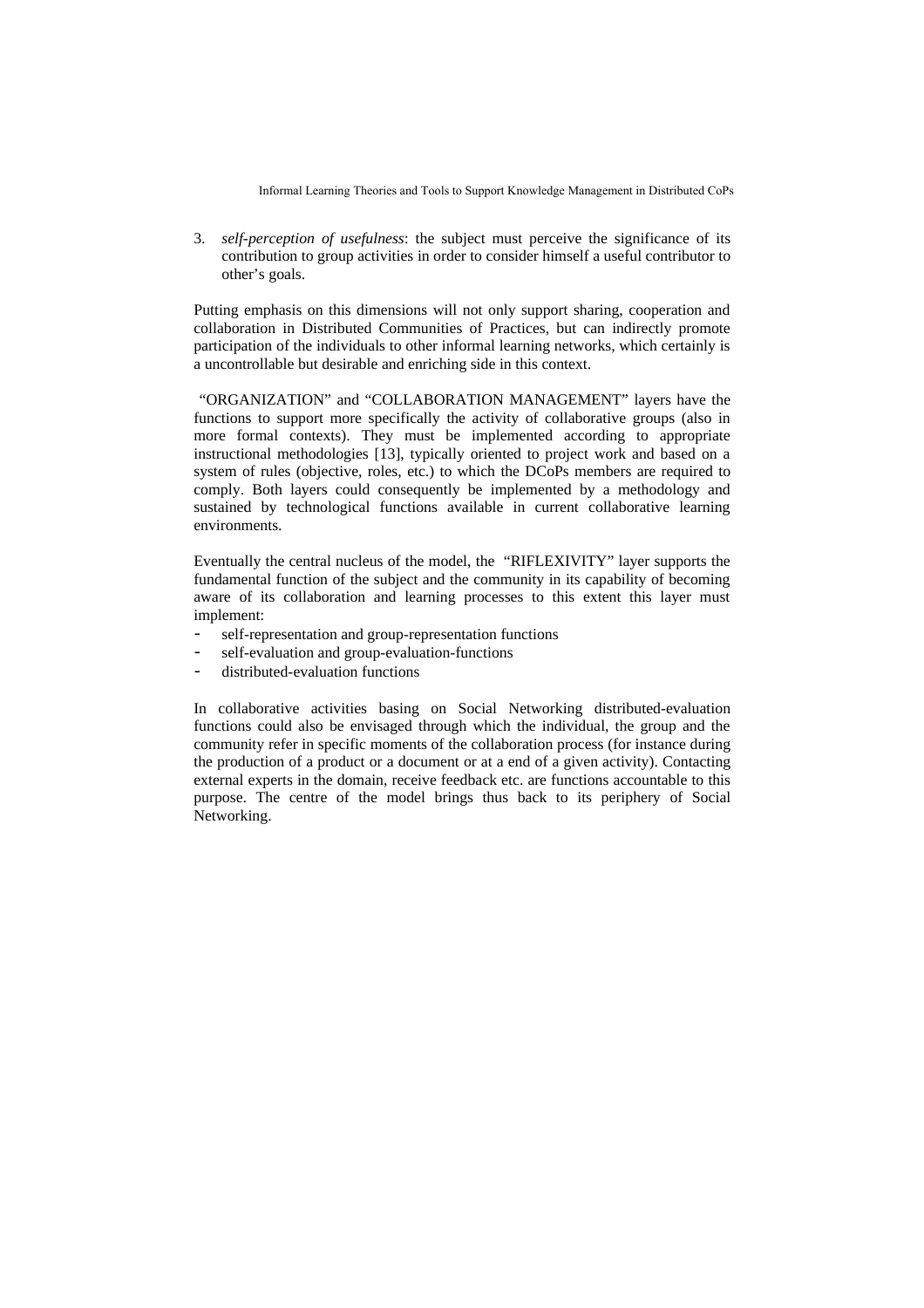3. *self-perception of usefulness*: the subject must perceive the significance of its contribution to group activities in order to consider himself a useful contributor to other's goals.

Putting emphasis on this dimensions will not only support sharing, cooperation and collaboration in Distributed Communities of Practices, but can indirectly promote participation of the individuals to other informal learning networks, which certainly is a uncontrollable but desirable and enriching side in this context.

"ORGANIZATION" and "COLLABORATION MANAGEMENT" layers have the functions to support more specifically the activity of collaborative groups (also in more formal contexts). They must be implemented according to appropriate instructional methodologies [13], typically oriented to project work and based on a system of rules (objective, roles, etc.) to which the DCoPs members are required to comply. Both layers could consequently be implemented by a methodology and sustained by technological functions available in current collaborative learning environments.

Eventually the central nucleus of the model, the "RIFLEXIVITY" layer supports the fundamental function of the subject and the community in its capability of becoming aware of its collaboration and learning processes to this extent this layer must implement:

- self-representation and group-representation functions
- self-evaluation and group-evaluation-functions
- distributed-evaluation functions

In collaborative activities basing on Social Networking distributed-evaluation functions could also be envisaged through which the individual, the group and the community refer in specific moments of the collaboration process (for instance during the production of a product or a document or at a end of a given activity). Contacting external experts in the domain, receive feedback etc. are functions accountable to this purpose. The centre of the model brings thus back to its periphery of Social Networking.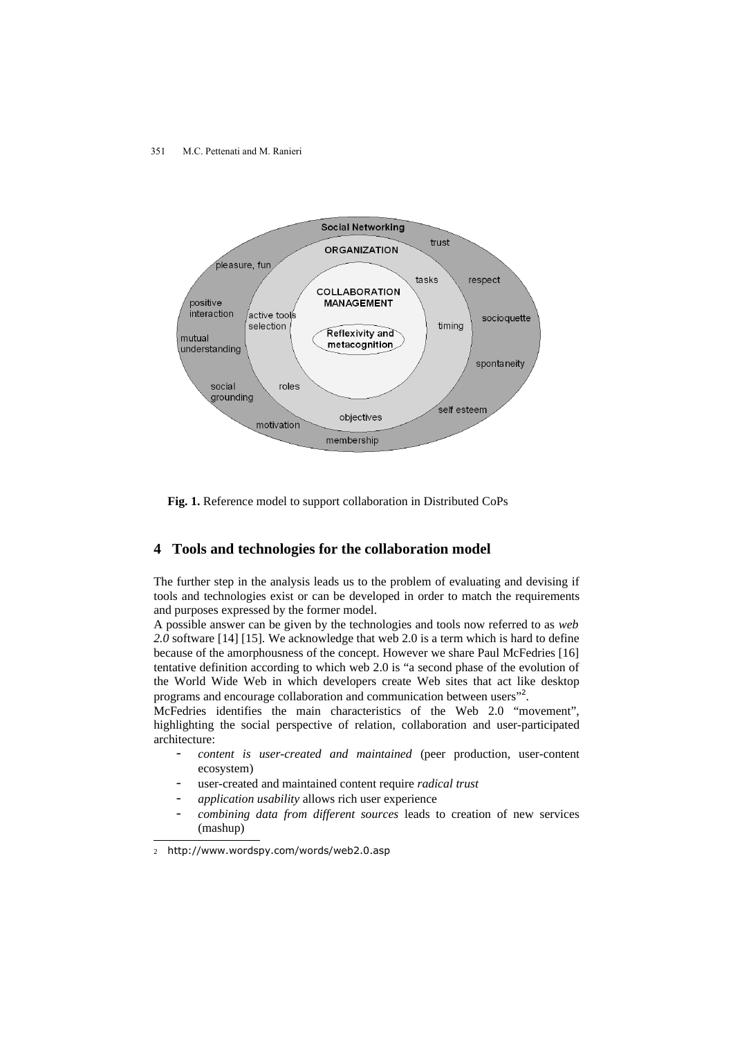**Fig. 1.** Reference model to support collaboration in Distributed CoPs

## 4 Tools and technologies for the collaboration model

The further step in the analysis leads us to the problem of evaluating and devising if tools and technologies exist or can be developed in order to match the requirements and purposes expressed by the former model.

A possible answer can be given by the technologies and tools now referred to as *web 2.0* software [14] [15]. We acknowledge that web 2.0 is a term which is hard to define because of the amorphousness of the concept. However we share Paul McFedries [16] tentative definition according to which web 2.0 is "a second phase of the evolution of the World Wide Web in which developers create Web sites that act like desktop programs and encourage collaboration and communication between users"[2].

McFedries identifies the main characteristics of the Web 2.0 "movement", highlighting the social perspective of relation, collaboration and user-participated architecture:

- *content is user-created and maintained* (peer production, user-content ecosystem)
- user-created and maintained content require *radical trust*
- *application usability* allows rich user experience
- *combining data from different sources* leads to creation of new services (mashup)

[2] http://www.wordspy.com/words/web2.0.asp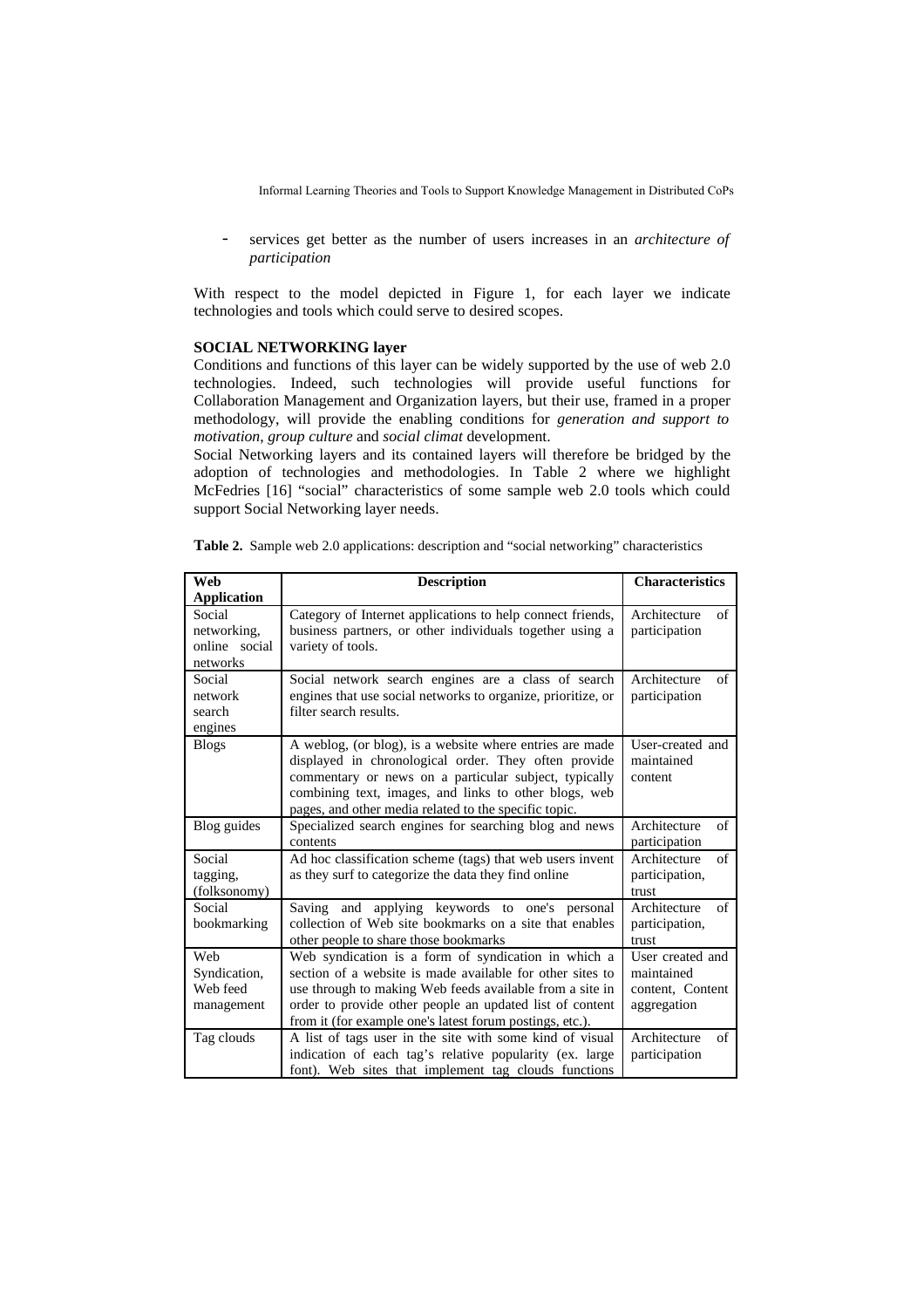- services get better as the number of users increases in an *architecture of participation*

With respect to the model depicted in Figure 1, for each layer we indicate technologies and tools which could serve to desired scopes.

**SOCIAL NETWORKING layer**

Conditions and functions of this layer can be widely supported by the use of web 2.0 technologies. Indeed, such technologies will provide useful functions for Collaboration Management and Organization layers, but their use, framed in a proper methodology, will provide the enabling conditions for *generation and support to motivation*, *group culture* and *social climat* development.

Social Networking layers and its contained layers will therefore be bridged by the adoption of technologies and methodologies. In Table 2 where we highlight McFedries [16] "social" characteristics of some sample web 2.0 tools which could support Social Networking layer needs.

**Table 2.** Sample web 2.0 applications: description and "social networking" characteristics

| Web Application | Description | Characteristics |
|---|---|---|
| Social networking, online social networks | Category of Internet applications to help connect friends, business partners, or other individuals together using a variety of tools. | Architecture of participation |
| Social network search engines | Social network search engines are a class of search engines that use social networks to organize, prioritize, or filter search results. | Architecture of participation |
| Blogs | A weblog, (or blog), is a website where entries are made displayed in chronological order. They often provide commentary or news on a particular subject, typically combining text, images, and links to other blogs, web pages, and other media related to the specific topic. | User-created and maintained content |
| Blog guides | Specialized search engines for searching blog and news contents | Architecture of participation |
| Social tagging, (folksonomy) | Ad hoc classification scheme (tags) that web users invent as they surf to categorize the data they find online | Architecture of participation, trust |
| Social bookmarking | Saving and applying keywords to one's personal collection of Web site bookmarks on a site that enables other people to share those bookmarks | Architecture of participation, trust |
| Web Syndication, Web feed management | Web syndication is a form of syndication in which a section of a website is made available for other sites to use through to making Web feeds available from a site in order to provide other people an updated list of content from it (for example one's latest forum postings, etc.). | User created and maintained content, Content aggregation |
| Tag clouds | A list of tags user in the site with some kind of visual indication of each tag's relative popularity (ex. large font). Web sites that implement tag clouds functions | Architecture of participation |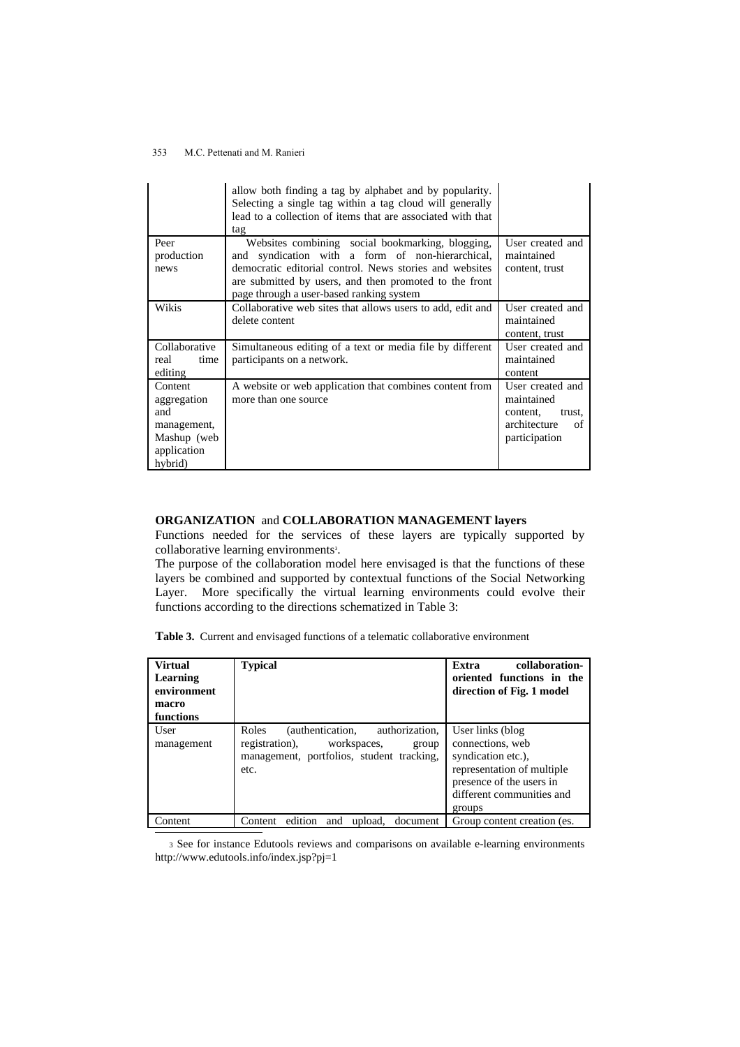| | | |
|---|---|---|
| | allow both finding a tag by alphabet and by popularity. Selecting a single tag within a tag cloud will generally lead to a collection of items that are associated with that tag | |
| Peer production news | Websites combining social bookmarking, blogging, and syndication with a form of non-hierarchical, democratic editorial control. News stories and websites are submitted by users, and then promoted to the front page through a user-based ranking system | User created and maintained content, trust |
| Wikis | Collaborative web sites that allows users to add, edit and delete content | User created and maintained content, trust |
| Collaborative real time editing | Simultaneous editing of a text or media file by different participants on a network. | User created and maintained content |
| Content aggregation and management, Mashup (web application hybrid) | A website or web application that combines content from more than one source | User created and maintained content, trust, architecture of participation |

**ORGANIZATION** and **COLLABORATION MANAGEMENT layers**

Functions needed for the services of these layers are typically supported by collaborative learning environments[3].

The purpose of the collaboration model here envisaged is that the functions of these layers be combined and supported by contextual functions of the Social Networking Layer. More specifically the virtual learning environments could evolve their functions according to the directions schematized in Table 3:

**Table 3.** Current and envisaged functions of a telematic collaborative environment

| **Virtual Learning environment macro functions** | **Typical** | **Extra collaboration-oriented functions in the direction of Fig. 1 model** |
|---|---|---|
| User management | Roles (authentication, authorization, registration), workspaces, group management, portfolios, student tracking, etc. | User links (blog connections, web syndication etc.), representation of multiple presence of the users in different communities and groups |
| Content | Content edition and upload, document | Group content creation (es. |

[3] See for instance Edutools reviews and comparisons on available e-learning environments http://www.edutools.info/index.jsp?pj=1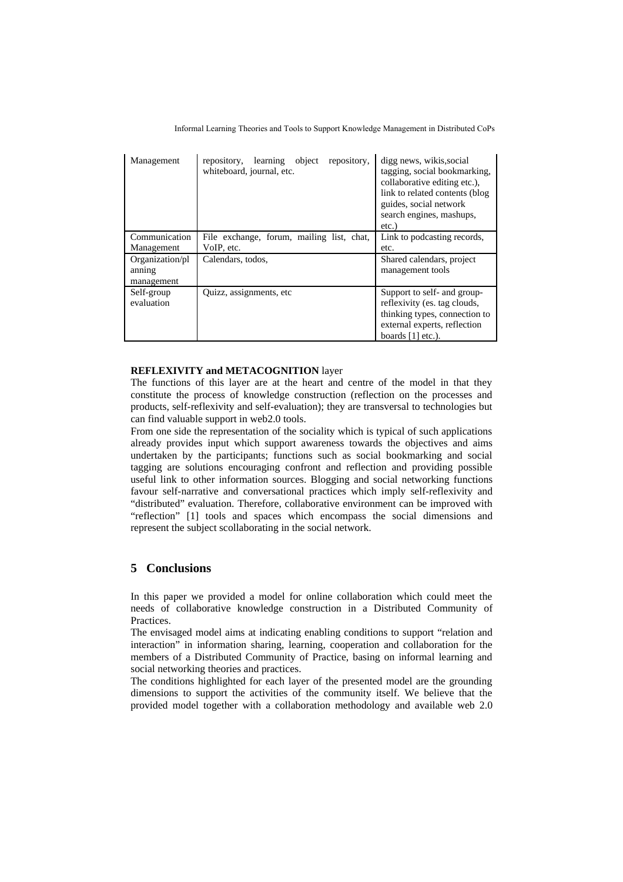| | | |
|---|---|---|
| Management | repository, learning object repository, whiteboard, journal, etc. | digg news, wikis,social tagging, social bookmarking, collaborative editing etc.), link to related contents (blog guides, social network search engines, mashups, etc.) |
| Communication Management | File exchange, forum, mailing list, chat, VoIP, etc. | Link to podcasting records, etc. |
| Organization/planning management | Calendars, todos, | Shared calendars, project management tools |
| Self-group evaluation | Quizz, assignments, etc | Support to self- and group-reflexivity (es. tag clouds, thinking types, connection to external experts, reflection boards [1] etc.). |

**REFLEXIVITY and METACOGNITION** layer

The functions of this layer are at the heart and centre of the model in that they constitute the process of knowledge construction (reflection on the processes and products, self-reflexivity and self-evaluation); they are transversal to technologies but can find valuable support in web2.0 tools.

From one side the representation of the sociality which is typical of such applications already provides input which support awareness towards the objectives and aims undertaken by the participants; functions such as social bookmarking and social tagging are solutions encouraging confront and reflection and providing possible useful link to other information sources. Blogging and social networking functions favour self-narrative and conversational practices which imply self-reflexivity and "distributed" evaluation. Therefore, collaborative environment can be improved with "reflection" [1] tools and spaces which encompass the social dimensions and represent the subject scollaborating in the social network.

## 5 Conclusions

In this paper we provided a model for online collaboration which could meet the needs of collaborative knowledge construction in a Distributed Community of Practices.

The envisaged model aims at indicating enabling conditions to support "relation and interaction" in information sharing, learning, cooperation and collaboration for the members of a Distributed Community of Practice, basing on informal learning and social networking theories and practices.

The conditions highlighted for each layer of the presented model are the grounding dimensions to support the activities of the community itself. We believe that the provided model together with a collaboration methodology and available web 2.0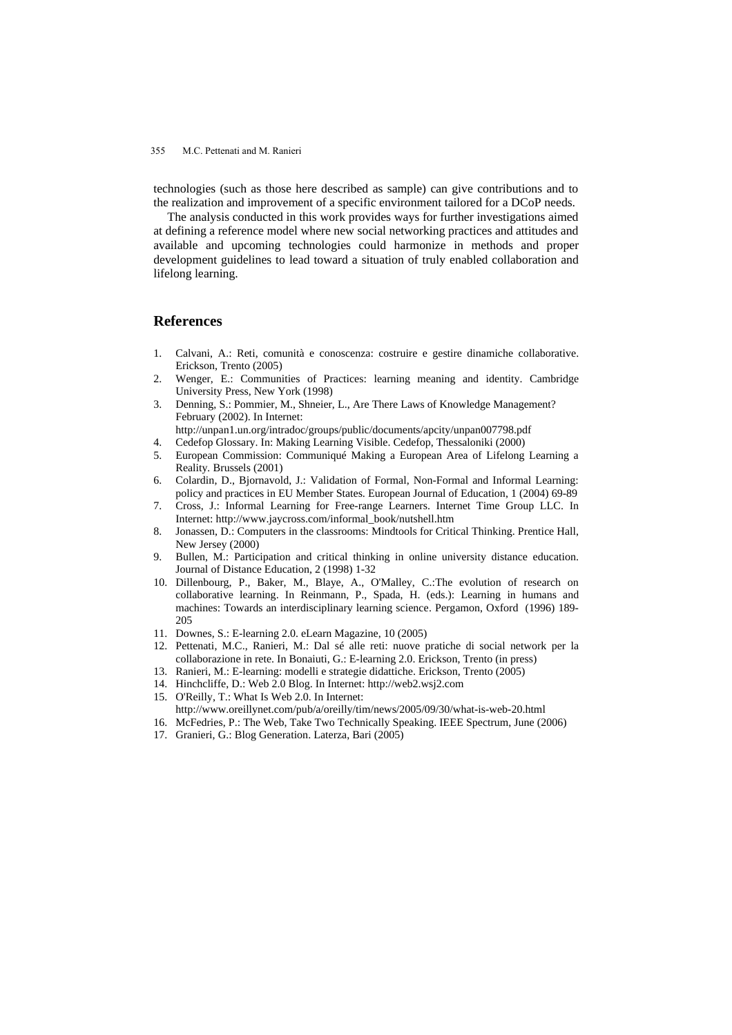technologies (such as those here described as sample) can give contributions and to the realization and improvement of a specific environment tailored for a DCoP needs.

The analysis conducted in this work provides ways for further investigations aimed at defining a reference model where new social networking practices and attitudes and available and upcoming technologies could harmonize in methods and proper development guidelines to lead toward a situation of truly enabled collaboration and lifelong learning.

## References

1. Calvani, A.: Reti, comunità e conoscenza: costruire e gestire dinamiche collaborative. Erickson, Trento (2005)
2. Wenger, E.: Communities of Practices: learning meaning and identity. Cambridge University Press, New York (1998)
3. Denning, S.: Pommier, M., Shneier, L., Are There Laws of Knowledge Management? February (2002). In Internet: http://unpan1.un.org/intradoc/groups/public/documents/apcity/unpan007798.pdf
4. Cedefop Glossary. In: Making Learning Visible. Cedefop, Thessaloniki (2000)
5. European Commission: Communiqué Making a European Area of Lifelong Learning a Reality. Brussels (2001)
6. Colardin, D., Bjornavold, J.: Validation of Formal, Non-Formal and Informal Learning: policy and practices in EU Member States. European Journal of Education, 1 (2004) 69-89
7. Cross, J.: Informal Learning for Free-range Learners. Internet Time Group LLC. In Internet: http://www.jaycross.com/informal_book/nutshell.htm
8. Jonassen, D.: Computers in the classrooms: Mindtools for Critical Thinking. Prentice Hall, New Jersey (2000)
9. Bullen, M.: Participation and critical thinking in online university distance education. Journal of Distance Education, 2 (1998) 1-32
10. Dillenbourg, P., Baker, M., Blaye, A., O'Malley, C.:The evolution of research on collaborative learning. In Reinmann, P., Spada, H. (eds.): Learning in humans and machines: Towards an interdisciplinary learning science. Pergamon, Oxford (1996) 189-205
11. Downes, S.: E-learning 2.0. eLearn Magazine, 10 (2005)
12. Pettenati, M.C., Ranieri, M.: Dal sé alle reti: nuove pratiche di social network per la collaborazione in rete. In Bonaiuti, G.: E-learning 2.0. Erickson, Trento (in press)
13. Ranieri, M.: E-learning: modelli e strategie didattiche. Erickson, Trento (2005)
14. Hinchcliffe, D.: Web 2.0 Blog. In Internet: http://web2.wsj2.com
15. O'Reilly, T.: What Is Web 2.0. In Internet: http://www.oreillynet.com/pub/a/oreilly/tim/news/2005/09/30/what-is-web-20.html
16. McFedries, P.: The Web, Take Two Technically Speaking. IEEE Spectrum, June (2006)
17. Granieri, G.: Blog Generation. Laterza, Bari (2005)